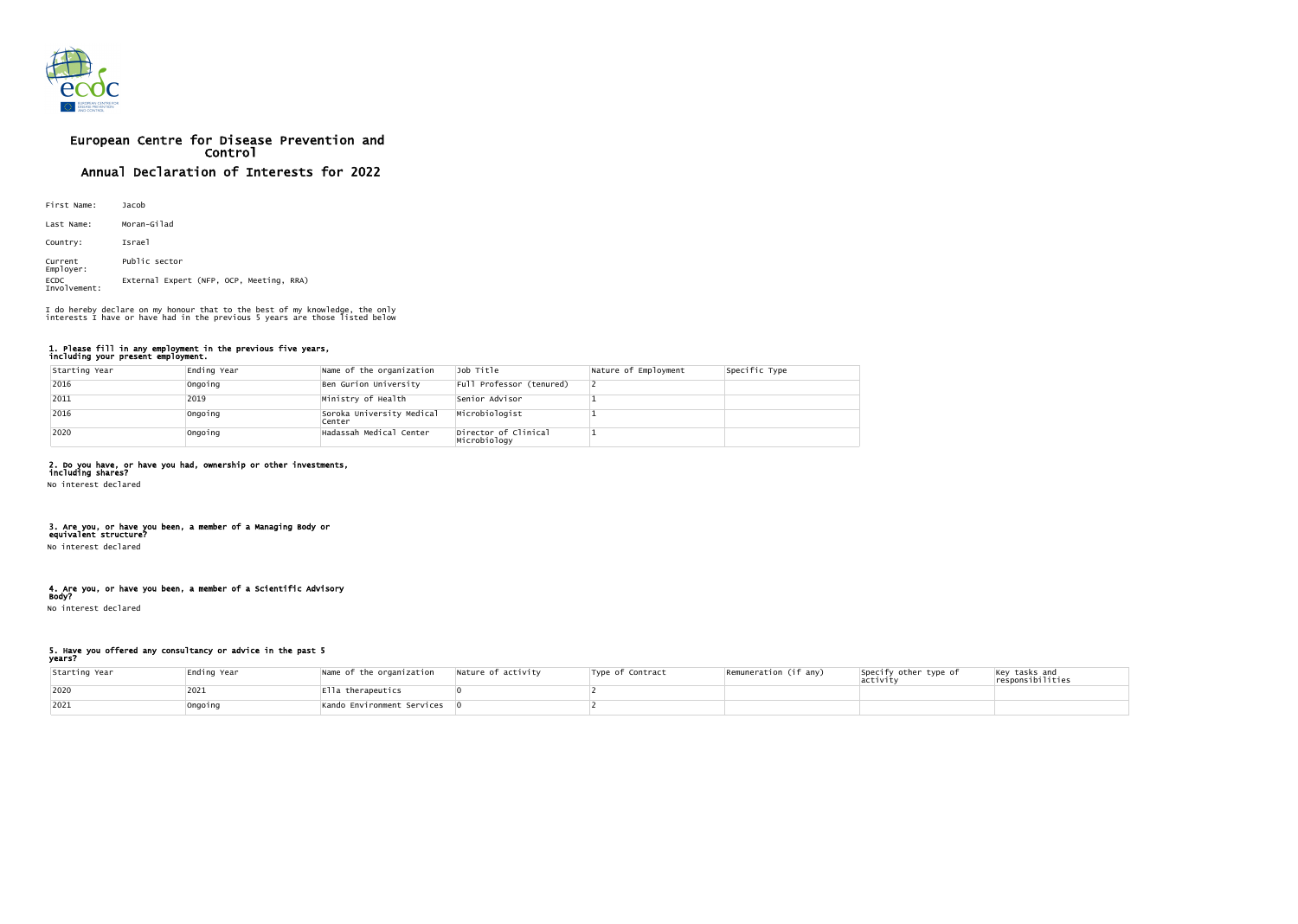# European Centre for Disease Prevention and Control

## Annual Declaration of Interests for 2022

First Name: Jacob

Last Name: Moran-Gilad

Country: Israel

Current Employer: Public sector

ECDC Involvement: External Expert (NFP, OCP, Meeting, RRA)

I do hereby declare on my honour that to the best of my knowledge, the only interests I have or have had in the previous 5 years are those listed below

### 1. Please fill in any employment in the previous five years, including your present employment.

| Starting Year | Ending Year | Name of the organization | Job Title | Nature of Employment | Specific Type |
|---|---|---|---|---|---|
| 2016 | Ongoing | Ben Gurion University | Full Professor (tenured) | 2 | |
| 2011 | 2019 | Ministry of Health | Senior Advisor | 1 | |
| 2016 | Ongoing | Soroka University Medical Center | Microbiologist | 1 | |
| 2020 | Ongoing | Hadassah Medical Center | Director of Clinical Microbiology | 1 | |

### 2. Do you have, or have you had, ownership or other investments, including shares?

No interest declared

### 3. Are you, or have you been, a member of a Managing Body or equivalent structure?

No interest declared

### 4. Are you, or have you been, a member of a Scientific Advisory Body?

No interest declared

### 5. Have you offered any consultancy or advice in the past 5 years?

| Starting Year | Ending Year | Name of the organization | Nature of activity | Type of Contract | Remuneration (if any) | Specify other type of activity | Key tasks and responsibilities |
|---|---|---|---|---|---|---|---|
| 2020 | 2021 | Ella therapeutics | 0 | 2 | | | |
| 2021 | Ongoing | Kando Environment Services | 0 | 2 | | | |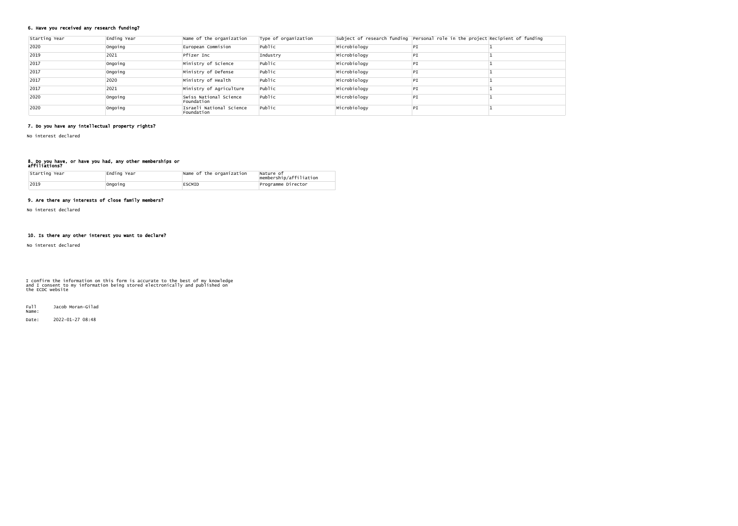### 6. Have you received any research funding?

| Starting Year | Ending Year | Name of the organization | Type of organization | Subject of research funding | Personal role in the project | Recipient of funding |
|---|---|---|---|---|---|---|
| 2020 | Ongoing | European Commision | Public | Microbiology | PI | 1 |
| 2019 | 2021 | Pfizer Inc | Industry | Microbiology | PI | 1 |
| 2017 | Ongoing | Ministry of Science | Public | Microbiology | PI | 1 |
| 2017 | Ongoing | Ministry of Defense | Public | Microbiology | PI | 1 |
| 2017 | 2020 | Ministry of Health | Public | Microbiology | PI | 1 |
| 2017 | 2021 | Ministry of Agriculture | Public | Microbiology | PI | 1 |
| 2020 | Ongoing | Swiss National Science Foundation | Public | Microbiology | PI | 1 |
| 2020 | Ongoing | Israeli National Science Foundation | Public | Microbiology | PI | 1 |

### 7. Do you have any intellectual property rights?

No interest declared

### 8. Do you have, or have you had, any other memberships or affiliations?

| Starting Year | Ending Year | Name of the organization | Nature of membership/affiliation |
|---|---|---|---|
| 2019 | Ongoing | ESCMID | Programme Director |

### 9. Are there any interests of close family members?

No interest declared

### 10. Is there any other interest you want to declare?

No interest declared

I confirm the information on this form is accurate to the best of my knowledge and I consent to my information being stored electronically and published on the ECDC website

Full Name: Jacob Moran-Gilad

Date: 2022-01-27 08:48